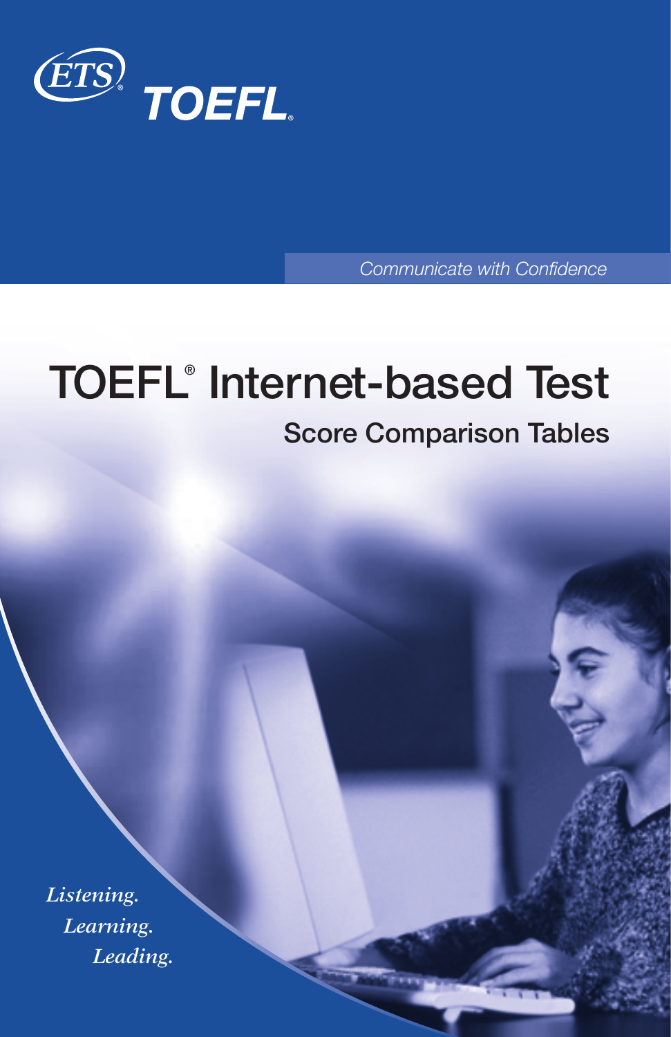ETS® TOEFL®

*Communicate with Confidence*

# TOEFL® Internet-based Test

## Score Comparison Tables

*Listening.*
*Learning.*
*Leading.*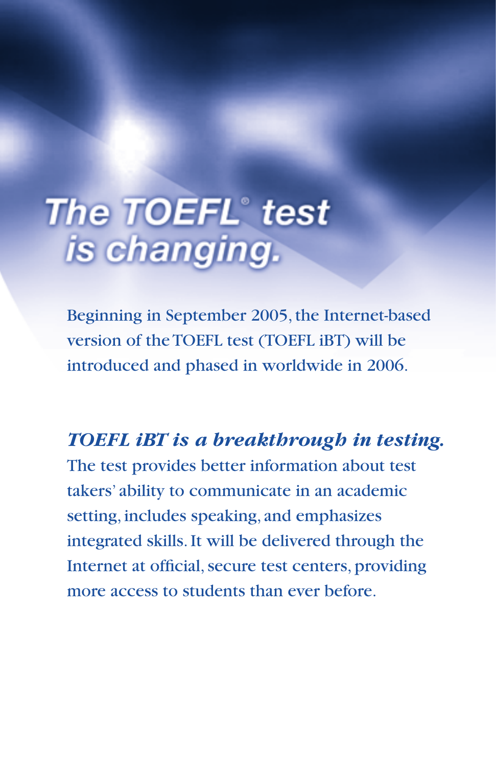# The TOEFL® test is changing.

Beginning in September 2005, the Internet-based version of the TOEFL test (TOEFL iBT) will be introduced and phased in worldwide in 2006.

***TOEFL iBT is a breakthrough in testing.***

The test provides better information about test takers' ability to communicate in an academic setting, includes speaking, and emphasizes integrated skills. It will be delivered through the Internet at official, secure test centers, providing more access to students than ever before.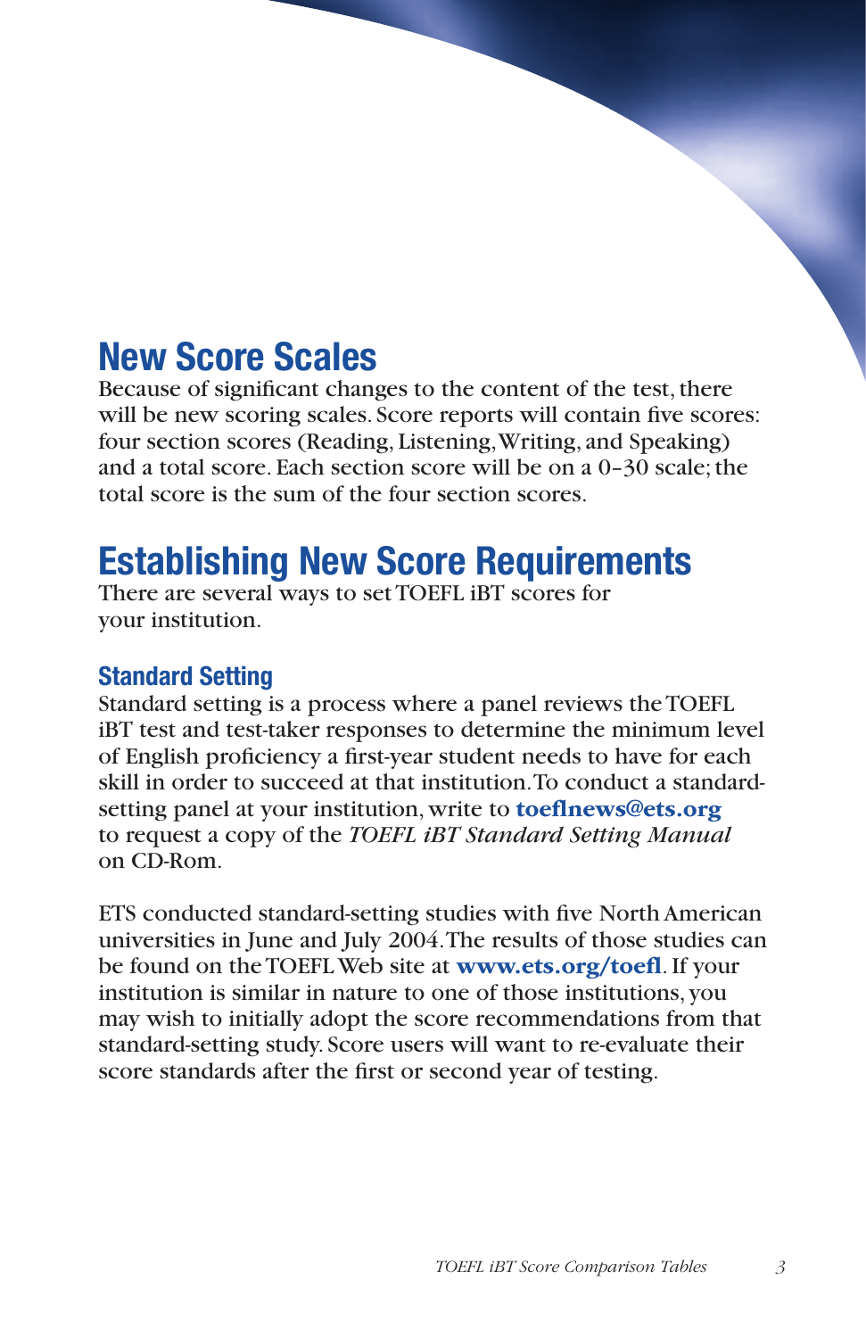## New Score Scales

Because of significant changes to the content of the test, there will be new scoring scales. Score reports will contain five scores: four section scores (Reading, Listening, Writing, and Speaking) and a total score. Each section score will be on a 0–30 scale; the total score is the sum of the four section scores.

## Establishing New Score Requirements

There are several ways to set TOEFL iBT scores for your institution.

### Standard Setting

Standard setting is a process where a panel reviews the TOEFL iBT test and test-taker responses to determine the minimum level of English proficiency a first-year student needs to have for each skill in order to succeed at that institution. To conduct a standard-setting panel at your institution, write to **toeflnews@ets.org** to request a copy of the *TOEFL iBT Standard Setting Manual* on CD-Rom.

ETS conducted standard-setting studies with five North American universities in June and July 2004. The results of those studies can be found on the TOEFL Web site at **www.ets.org/toefl**. If your institution is similar in nature to one of those institutions, you may wish to initially adopt the score recommendations from that standard-setting study. Score users will want to re-evaluate their score standards after the first or second year of testing.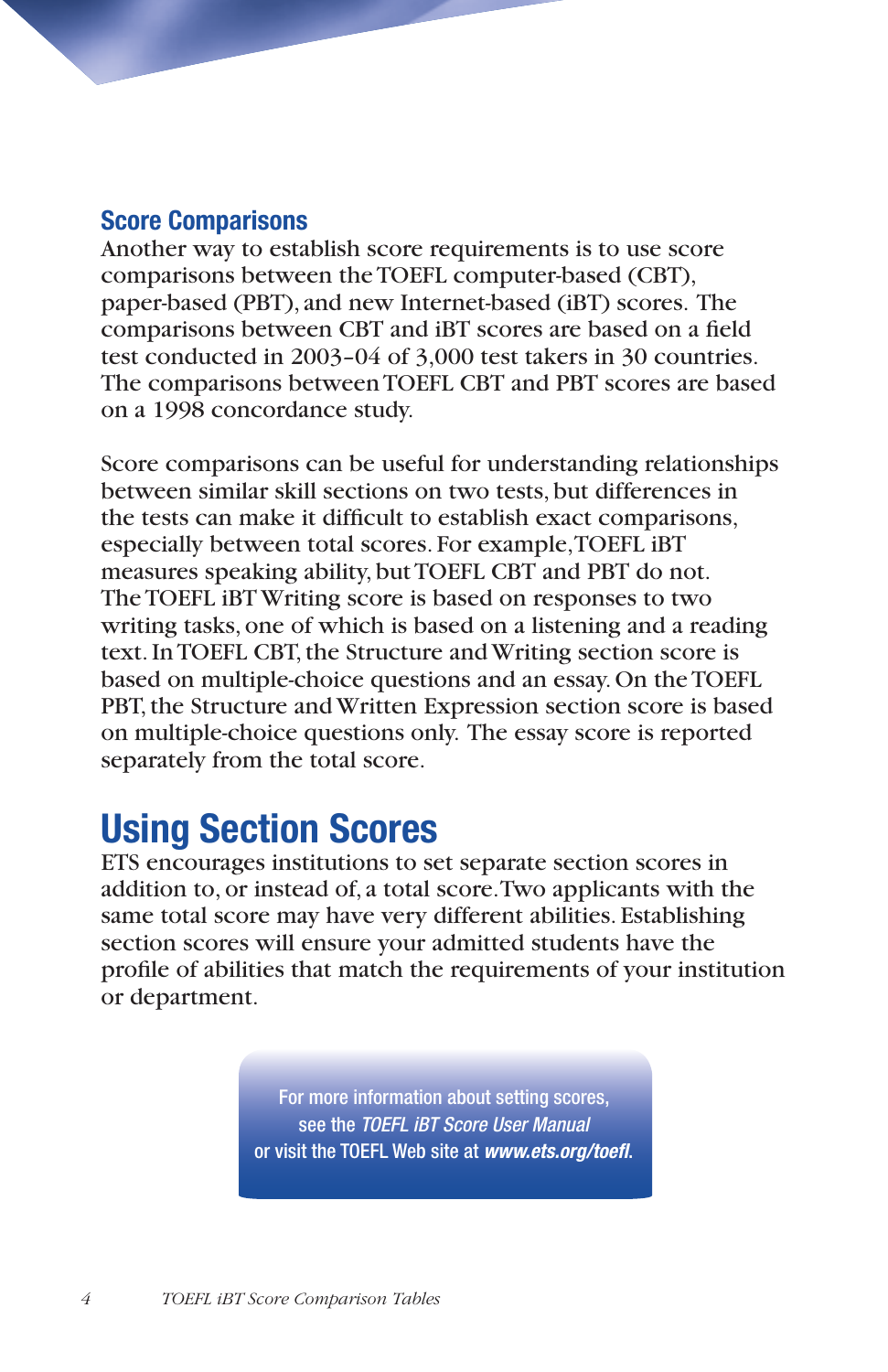### Score Comparisons

Another way to establish score requirements is to use score comparisons between the TOEFL computer-based (CBT), paper-based (PBT), and new Internet-based (iBT) scores. The comparisons between CBT and iBT scores are based on a field test conducted in 2003–04 of 3,000 test takers in 30 countries. The comparisons between TOEFL CBT and PBT scores are based on a 1998 concordance study.

Score comparisons can be useful for understanding relationships between similar skill sections on two tests, but differences in the tests can make it difficult to establish exact comparisons, especially between total scores. For example, TOEFL iBT measures speaking ability, but TOEFL CBT and PBT do not. The TOEFL iBT Writing score is based on responses to two writing tasks, one of which is based on a listening and a reading text. In TOEFL CBT, the Structure and Writing section score is based on multiple-choice questions and an essay. On the TOEFL PBT, the Structure and Written Expression section score is based on multiple-choice questions only. The essay score is reported separately from the total score.

## Using Section Scores

ETS encourages institutions to set separate section scores in addition to, or instead of, a total score. Two applicants with the same total score may have very different abilities. Establishing section scores will ensure your admitted students have the profile of abilities that match the requirements of your institution or department.

For more information about setting scores, see the *TOEFL iBT Score User Manual* or visit the TOEFL Web site at ***www.ets.org/toefl***.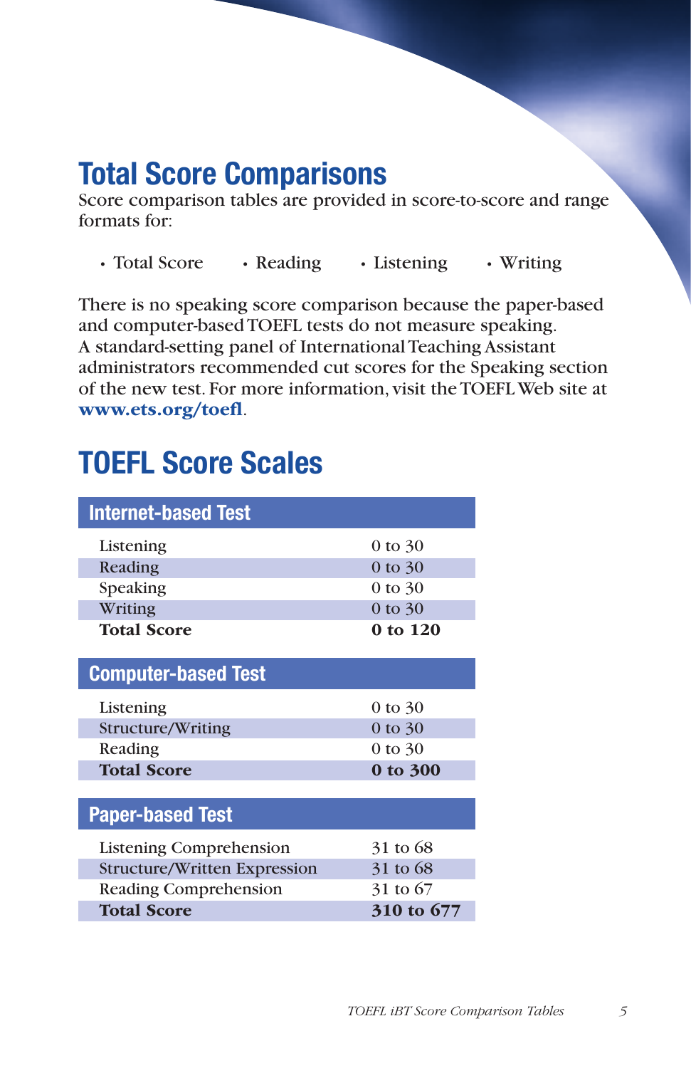## Total Score Comparisons

Score comparison tables are provided in score-to-score and range formats for:

- Total Score
- Reading
- Listening
- Writing

There is no speaking score comparison because the paper-based and computer-based TOEFL tests do not measure speaking. A standard-setting panel of International Teaching Assistant administrators recommended cut scores for the Speaking section of the new test. For more information, visit the TOEFL Web site at **www.ets.org/toefl**.

## TOEFL Score Scales

| Internet-based Test | |
|---|---|
| Listening | 0 to 30 |
| Reading | 0 to 30 |
| Speaking | 0 to 30 |
| Writing | 0 to 30 |
| **Total Score** | **0 to 120** |

| Computer-based Test | |
|---|---|
| Listening | 0 to 30 |
| Structure/Writing | 0 to 30 |
| Reading | 0 to 30 |
| **Total Score** | **0 to 300** |

| Paper-based Test | |
|---|---|
| Listening Comprehension | 31 to 68 |
| Structure/Written Expression | 31 to 68 |
| Reading Comprehension | 31 to 67 |
| **Total Score** | **310 to 677** |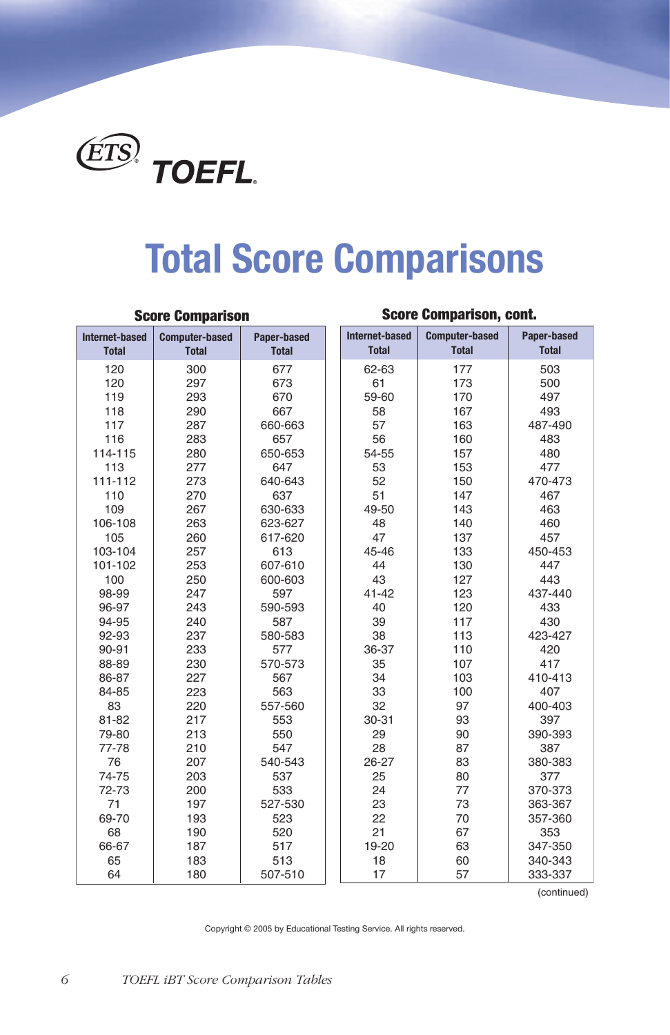ETS TOEFL

# Total Score Comparisons

### Score Comparison

| Internet-based Total | Computer-based Total | Paper-based Total |
|---|---|---|
| 120 | 300 | 677 |
| 120 | 297 | 673 |
| 119 | 293 | 670 |
| 118 | 290 | 667 |
| 117 | 287 | 660-663 |
| 116 | 283 | 657 |
| 114-115 | 280 | 650-653 |
| 113 | 277 | 647 |
| 111-112 | 273 | 640-643 |
| 110 | 270 | 637 |
| 109 | 267 | 630-633 |
| 106-108 | 263 | 623-627 |
| 105 | 260 | 617-620 |
| 103-104 | 257 | 613 |
| 101-102 | 253 | 607-610 |
| 100 | 250 | 600-603 |
| 98-99 | 247 | 597 |
| 96-97 | 243 | 590-593 |
| 94-95 | 240 | 587 |
| 92-93 | 237 | 580-583 |
| 90-91 | 233 | 577 |
| 88-89 | 230 | 570-573 |
| 86-87 | 227 | 567 |
| 84-85 | 223 | 563 |
| 83 | 220 | 557-560 |
| 81-82 | 217 | 553 |
| 79-80 | 213 | 550 |
| 77-78 | 210 | 547 |
| 76 | 207 | 540-543 |
| 74-75 | 203 | 537 |
| 72-73 | 200 | 533 |
| 71 | 197 | 527-530 |
| 69-70 | 193 | 523 |
| 68 | 190 | 520 |
| 66-67 | 187 | 517 |
| 65 | 183 | 513 |
| 64 | 180 | 507-510 |

### Score Comparison, cont.

| Internet-based Total | Computer-based Total | Paper-based Total |
|---|---|---|
| 62-63 | 177 | 503 |
| 61 | 173 | 500 |
| 59-60 | 170 | 497 |
| 58 | 167 | 493 |
| 57 | 163 | 487-490 |
| 56 | 160 | 483 |
| 54-55 | 157 | 480 |
| 53 | 153 | 477 |
| 52 | 150 | 470-473 |
| 51 | 147 | 467 |
| 49-50 | 143 | 463 |
| 48 | 140 | 460 |
| 47 | 137 | 457 |
| 45-46 | 133 | 450-453 |
| 44 | 130 | 447 |
| 43 | 127 | 443 |
| 41-42 | 123 | 437-440 |
| 40 | 120 | 433 |
| 39 | 117 | 430 |
| 38 | 113 | 423-427 |
| 36-37 | 110 | 420 |
| 35 | 107 | 417 |
| 34 | 103 | 410-413 |
| 33 | 100 | 407 |
| 32 | 97 | 400-403 |
| 30-31 | 93 | 397 |
| 29 | 90 | 390-393 |
| 28 | 87 | 387 |
| 26-27 | 83 | 380-383 |
| 25 | 80 | 377 |
| 24 | 77 | 370-373 |
| 23 | 73 | 363-367 |
| 22 | 70 | 357-360 |
| 21 | 67 | 353 |
| 19-20 | 63 | 347-350 |
| 18 | 60 | 340-343 |
| 17 | 57 | 333-337 |

(continued)

Copyright © 2005 by Educational Testing Service. All rights reserved.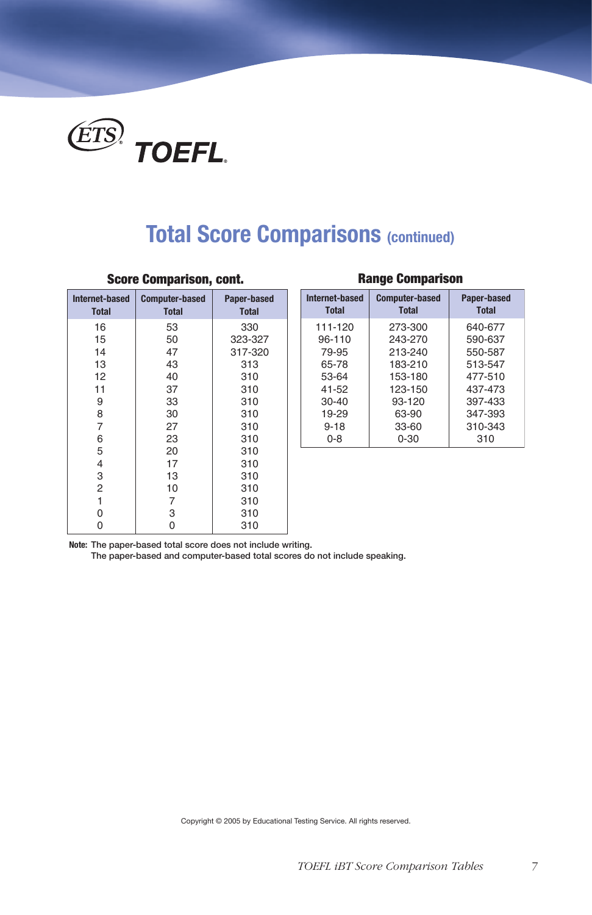ETS TOEFL

# Total Score Comparisons (continued)

### Score Comparison, cont.

| Internet-based Total | Computer-based Total | Paper-based Total |
|---|---|---|
| 16 | 53 | 330 |
| 15 | 50 | 323-327 |
| 14 | 47 | 317-320 |
| 13 | 43 | 313 |
| 12 | 40 | 310 |
| 11 | 37 | 310 |
| 9 | 33 | 310 |
| 8 | 30 | 310 |
| 7 | 27 | 310 |
| 6 | 23 | 310 |
| 5 | 20 | 310 |
| 4 | 17 | 310 |
| 3 | 13 | 310 |
| 2 | 10 | 310 |
| 1 | 7 | 310 |
| 0 | 3 | 310 |
| 0 | 0 | 310 |

### Range Comparison

| Internet-based Total | Computer-based Total | Paper-based Total |
|---|---|---|
| 111-120 | 273-300 | 640-677 |
| 96-110 | 243-270 | 590-637 |
| 79-95 | 213-240 | 550-587 |
| 65-78 | 183-210 | 513-547 |
| 53-64 | 153-180 | 477-510 |
| 41-52 | 123-150 | 437-473 |
| 30-40 | 93-120 | 397-433 |
| 19-29 | 63-90 | 347-393 |
| 9-18 | 33-60 | 310-343 |
| 0-8 | 0-30 | 310 |

**Note:** The paper-based total score does not include writing.
The paper-based and computer-based total scores do not include speaking.

Copyright © 2005 by Educational Testing Service. All rights reserved.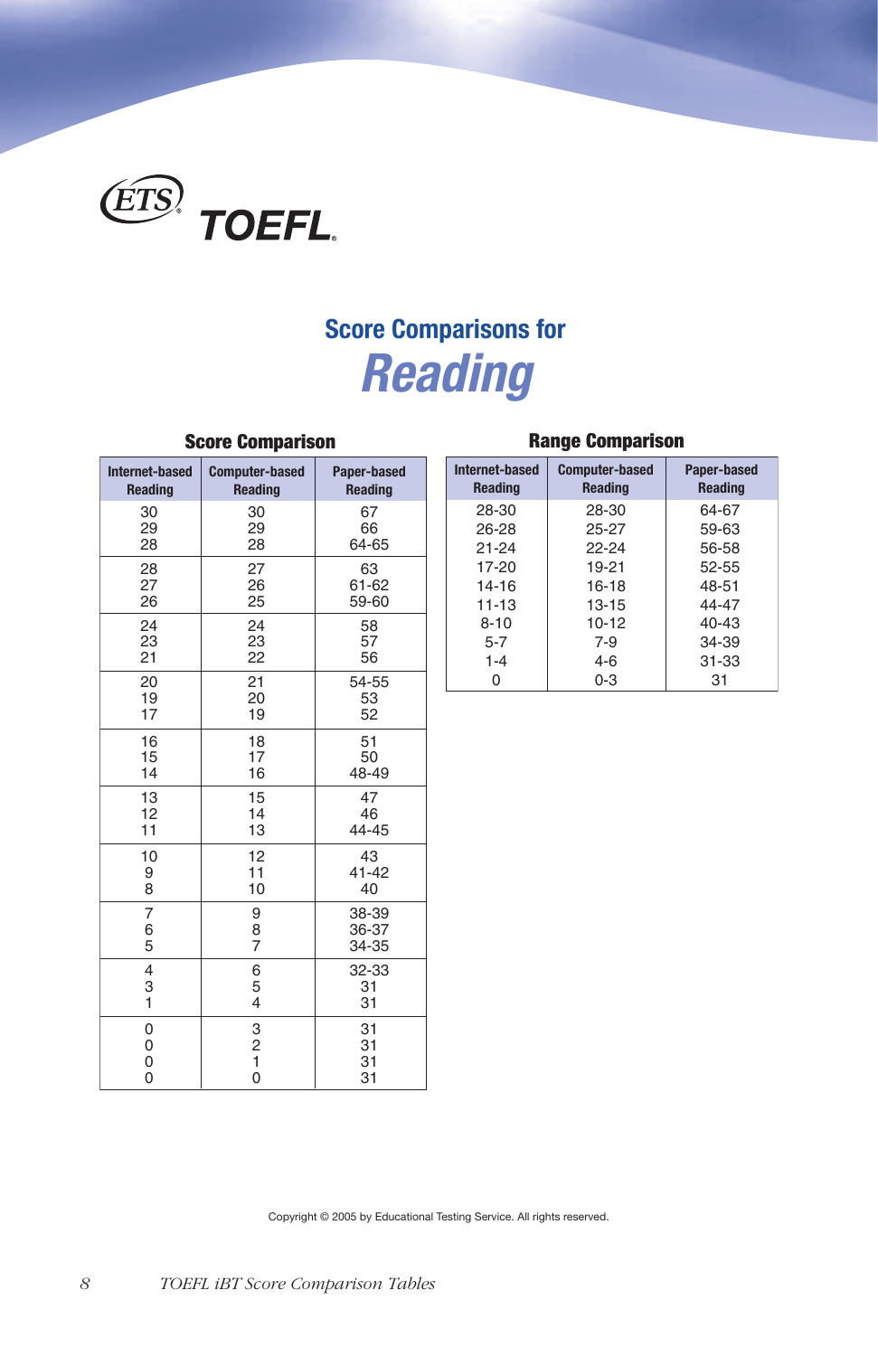ETS TOEFL

# Score Comparisons for *Reading*

### Score Comparison

| Internet-based Reading | Computer-based Reading | Paper-based Reading |
|---|---|---|
| 30 | 30 | 67 |
| 29 | 29 | 66 |
| 28 | 28 | 64-65 |
| 28 | 27 | 63 |
| 27 | 26 | 61-62 |
| 26 | 25 | 59-60 |
| 24 | 24 | 58 |
| 23 | 23 | 57 |
| 21 | 22 | 56 |
| 20 | 21 | 54-55 |
| 19 | 20 | 53 |
| 17 | 19 | 52 |
| 16 | 18 | 51 |
| 15 | 17 | 50 |
| 14 | 16 | 48-49 |
| 13 | 15 | 47 |
| 12 | 14 | 46 |
| 11 | 13 | 44-45 |
| 10 | 12 | 43 |
| 9 | 11 | 41-42 |
| 8 | 10 | 40 |
| 7 | 9 | 38-39 |
| 6 | 8 | 36-37 |
| 5 | 7 | 34-35 |
| 4 | 6 | 32-33 |
| 3 | 5 | 31 |
| 1 | 4 | 31 |
| 0 | 3 | 31 |
| 0 | 2 | 31 |
| 0 | 1 | 31 |
| 0 | 0 | 31 |

### Range Comparison

| Internet-based Reading | Computer-based Reading | Paper-based Reading |
|---|---|---|
| 28-30 | 28-30 | 64-67 |
| 26-28 | 25-27 | 59-63 |
| 21-24 | 22-24 | 56-58 |
| 17-20 | 19-21 | 52-55 |
| 14-16 | 16-18 | 48-51 |
| 11-13 | 13-15 | 44-47 |
| 8-10 | 10-12 | 40-43 |
| 5-7 | 7-9 | 34-39 |
| 1-4 | 4-6 | 31-33 |
| 0 | 0-3 | 31 |

Copyright © 2005 by Educational Testing Service. All rights reserved.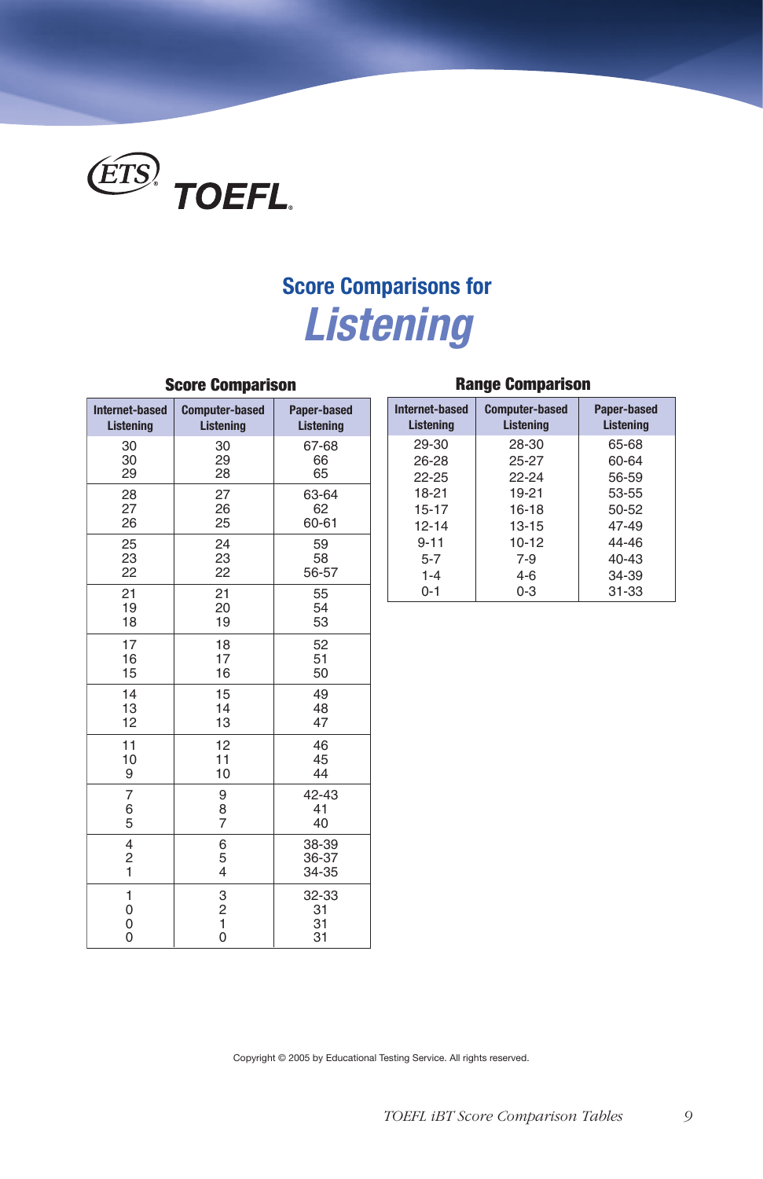ETS TOEFL

# Score Comparisons for *Listening*

### Score Comparison

| Internet-based Listening | Computer-based Listening | Paper-based Listening |
|---|---|---|
| 30 | 30 | 67-68 |
| 30 | 29 | 66 |
| 29 | 28 | 65 |
| 28 | 27 | 63-64 |
| 27 | 26 | 62 |
| 26 | 25 | 60-61 |
| 25 | 24 | 59 |
| 23 | 23 | 58 |
| 22 | 22 | 56-57 |
| 21 | 21 | 55 |
| 19 | 20 | 54 |
| 18 | 19 | 53 |
| 17 | 18 | 52 |
| 16 | 17 | 51 |
| 15 | 16 | 50 |
| 14 | 15 | 49 |
| 13 | 14 | 48 |
| 12 | 13 | 47 |
| 11 | 12 | 46 |
| 10 | 11 | 45 |
| 9 | 10 | 44 |
| 7 | 9 | 42-43 |
| 6 | 8 | 41 |
| 5 | 7 | 40 |
| 4 | 6 | 38-39 |
| 2 | 5 | 36-37 |
| 1 | 4 | 34-35 |
| 1 | 3 | 32-33 |
| 0 | 2 | 31 |
| 0 | 1 | 31 |
| 0 | 0 | 31 |

### Range Comparison

| Internet-based Listening | Computer-based Listening | Paper-based Listening |
|---|---|---|
| 29-30 | 28-30 | 65-68 |
| 26-28 | 25-27 | 60-64 |
| 22-25 | 22-24 | 56-59 |
| 18-21 | 19-21 | 53-55 |
| 15-17 | 16-18 | 50-52 |
| 12-14 | 13-15 | 47-49 |
| 9-11 | 10-12 | 44-46 |
| 5-7 | 7-9 | 40-43 |
| 1-4 | 4-6 | 34-39 |
| 0-1 | 0-3 | 31-33 |

Copyright © 2005 by Educational Testing Service. All rights reserved.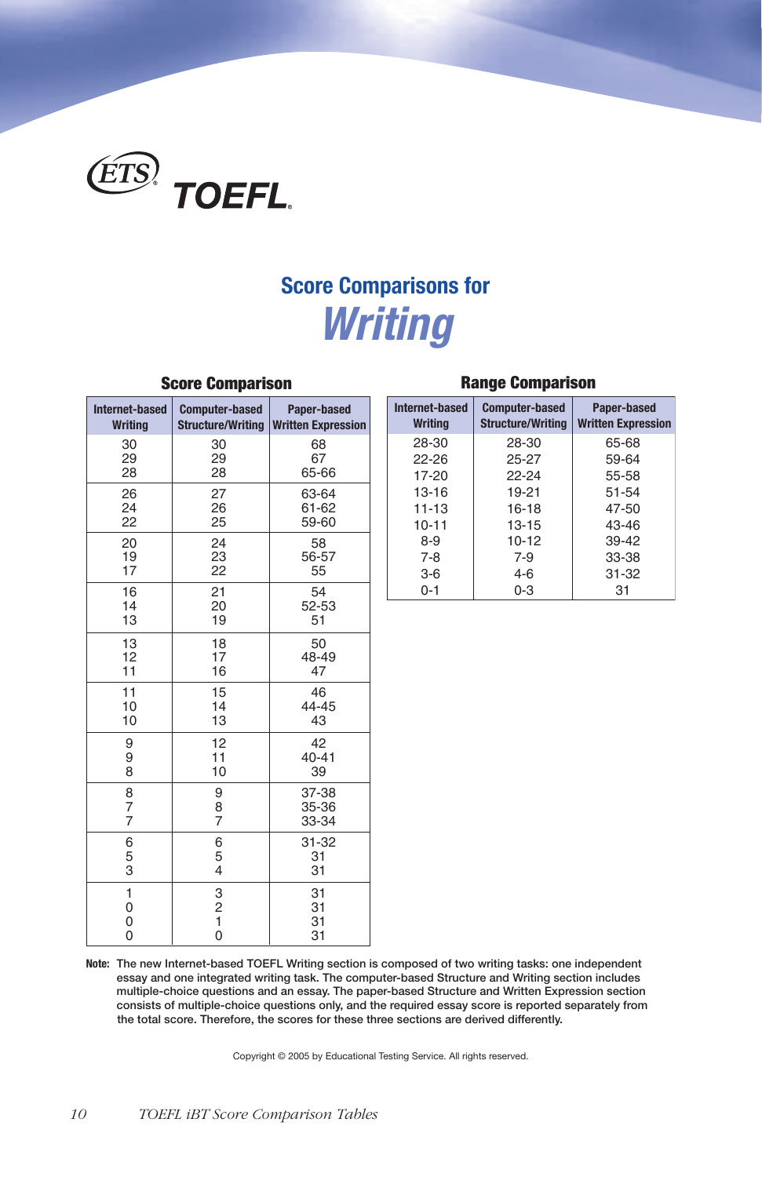ETS TOEFL

# Score Comparisons for *Writing*

## Score Comparison

| Internet-based Writing | Computer-based Structure/Writing | Paper-based Written Expression |
|---|---|---|
| 30 | 30 | 68 |
| 29 | 29 | 67 |
| 28 | 28 | 65-66 |
| 26 | 27 | 63-64 |
| 24 | 26 | 61-62 |
| 22 | 25 | 59-60 |
| 20 | 24 | 58 |
| 19 | 23 | 56-57 |
| 17 | 22 | 55 |
| 16 | 21 | 54 |
| 14 | 20 | 52-53 |
| 13 | 19 | 51 |
| 13 | 18 | 50 |
| 12 | 17 | 48-49 |
| 11 | 16 | 47 |
| 11 | 15 | 46 |
| 10 | 14 | 44-45 |
| 10 | 13 | 43 |
| 9 | 12 | 42 |
| 9 | 11 | 40-41 |
| 8 | 10 | 39 |
| 8 | 9 | 37-38 |
| 7 | 8 | 35-36 |
| 7 | 7 | 33-34 |
| 6 | 6 | 31-32 |
| 5 | 5 | 31 |
| 3 | 4 | 31 |
| 1 | 3 | 31 |
| 0 | 2 | 31 |
| 0 | 1 | 31 |
| 0 | 0 | 31 |

## Range Comparison

| Internet-based Writing | Computer-based Structure/Writing | Paper-based Written Expression |
|---|---|---|
| 28-30 | 28-30 | 65-68 |
| 22-26 | 25-27 | 59-64 |
| 17-20 | 22-24 | 55-58 |
| 13-16 | 19-21 | 51-54 |
| 11-13 | 16-18 | 47-50 |
| 10-11 | 13-15 | 43-46 |
| 8-9 | 10-12 | 39-42 |
| 7-8 | 7-9 | 33-38 |
| 3-6 | 4-6 | 31-32 |
| 0-1 | 0-3 | 31 |

**Note:** The new Internet-based TOEFL Writing section is composed of two writing tasks: one independent essay and one integrated writing task. The computer-based Structure and Writing section includes multiple-choice questions and an essay. The paper-based Structure and Written Expression section consists of multiple-choice questions only, and the required essay score is reported separately from the total score. Therefore, the scores for these three sections are derived differently.

Copyright © 2005 by Educational Testing Service. All rights reserved.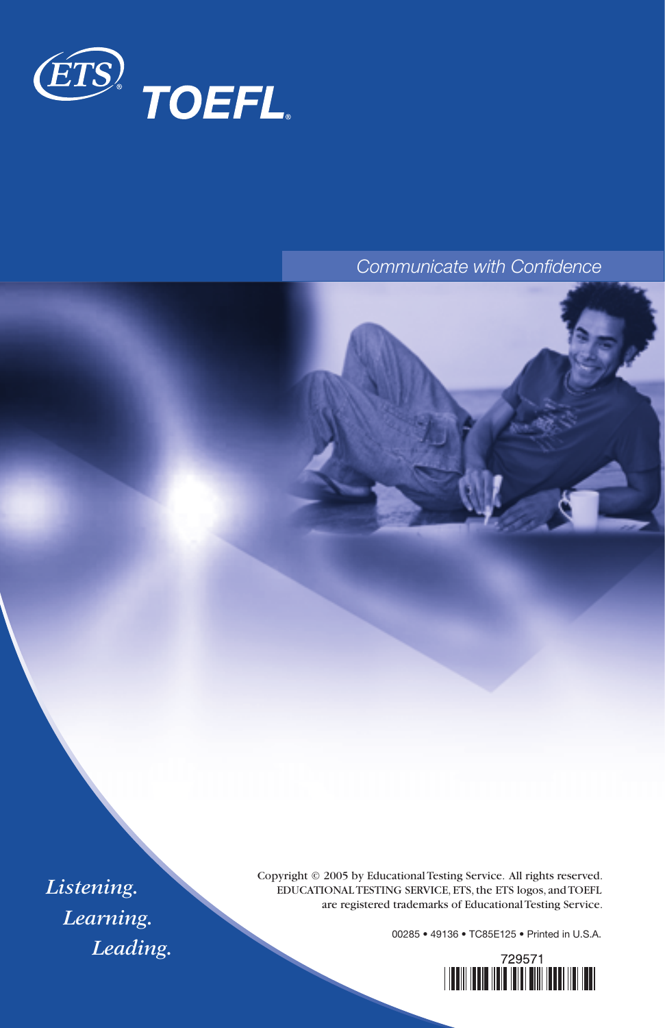ETS TOEFL

Communicate with Confidence

*Listening.*

*Learning.*

*Leading.*

Copyright © 2005 by Educational Testing Service. All rights reserved. EDUCATIONAL TESTING SERVICE, ETS, the ETS logos, and TOEFL are registered trademarks of Educational Testing Service.

00285 • 49136 • TC85E125 • Printed in U.S.A.

729571